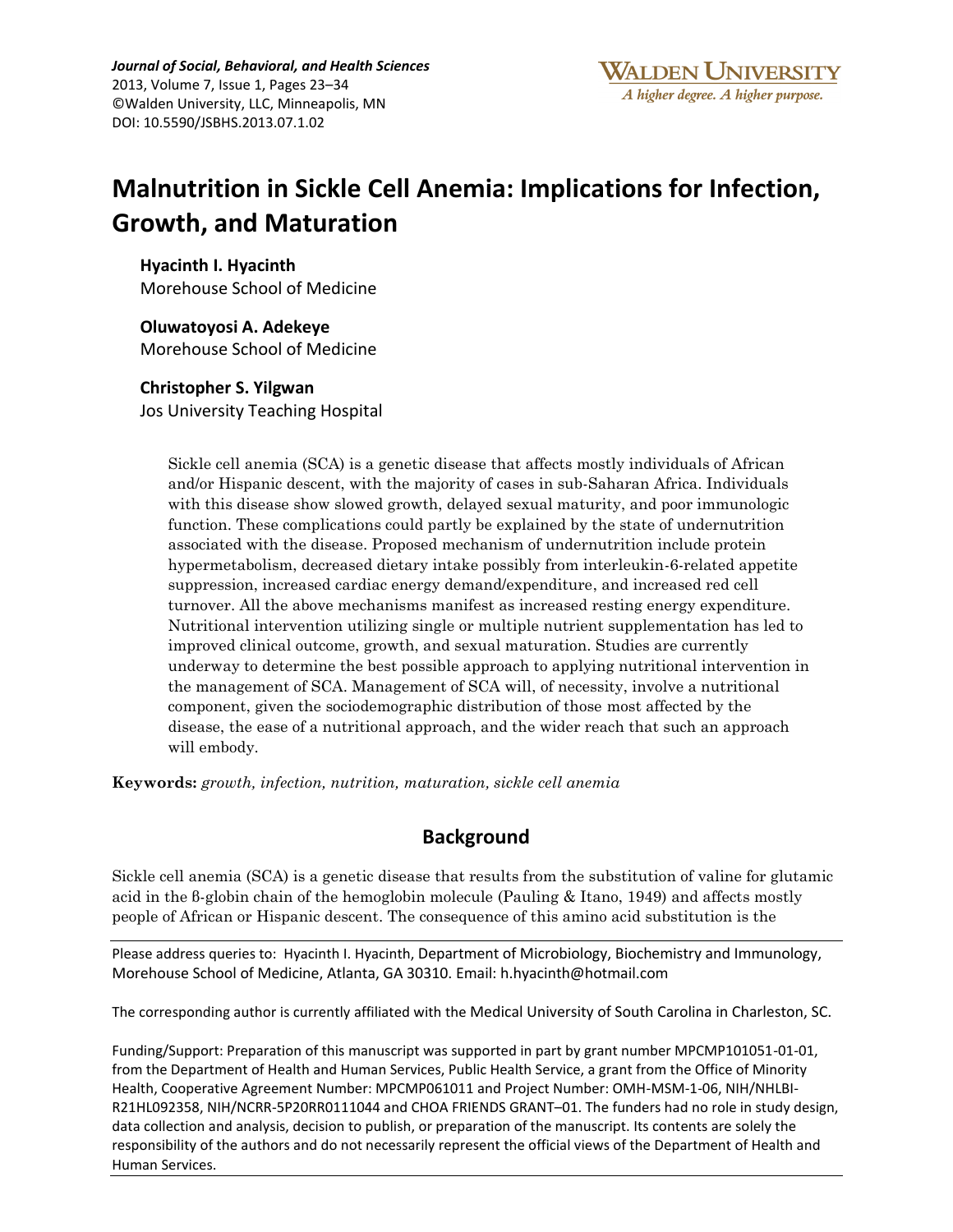# Malnutrition in Sickle Cell Anemia: Implications for Infection, Growth, and Maturation

**Hyacinth I. Hyacinth**
Morehouse School of Medicine

**Oluwatoyosi A. Adekeye**
Morehouse School of Medicine

**Christopher S. Yilgwan**
Jos University Teaching Hospital

> Sickle cell anemia (SCA) is a genetic disease that affects mostly individuals of African and/or Hispanic descent, with the majority of cases in sub-Saharan Africa. Individuals with this disease show slowed growth, delayed sexual maturity, and poor immunologic function. These complications could partly be explained by the state of undernutrition associated with the disease. Proposed mechanism of undernutrition include protein hypermetabolism, decreased dietary intake possibly from interleukin-6-related appetite suppression, increased cardiac energy demand/expenditure, and increased red cell turnover. All the above mechanisms manifest as increased resting energy expenditure. Nutritional intervention utilizing single or multiple nutrient supplementation has led to improved clinical outcome, growth, and sexual maturation. Studies are currently underway to determine the best possible approach to applying nutritional intervention in the management of SCA. Management of SCA will, of necessity, involve a nutritional component, given the sociodemographic distribution of those most affected by the disease, the ease of a nutritional approach, and the wider reach that such an approach will embody.

**Keywords:** *growth, infection, nutrition, maturation, sickle cell anemia*

## Background

Sickle cell anemia (SCA) is a genetic disease that results from the substitution of valine for glutamic acid in the ß-globin chain of the hemoglobin molecule (Pauling & Itano, 1949) and affects mostly people of African or Hispanic descent. The consequence of this amino acid substitution is the

---

Please address queries to: Hyacinth I. Hyacinth, Department of Microbiology, Biochemistry and Immunology, Morehouse School of Medicine, Atlanta, GA 30310. Email: h.hyacinth@hotmail.com

The corresponding author is currently affiliated with the Medical University of South Carolina in Charleston, SC.

Funding/Support: Preparation of this manuscript was supported in part by grant number MPCMP101051-01-01, from the Department of Health and Human Services, Public Health Service, a grant from the Office of Minority Health, Cooperative Agreement Number: MPCMP061011 and Project Number: OMH-MSM-1-06, NIH/NHLBI-R21HL092358, NIH/NCRR-5P20RR0111044 and CHOA FRIENDS GRANT–01. The funders had no role in study design, data collection and analysis, decision to publish, or preparation of the manuscript. Its contents are solely the responsibility of the authors and do not necessarily represent the official views of the Department of Health and Human Services.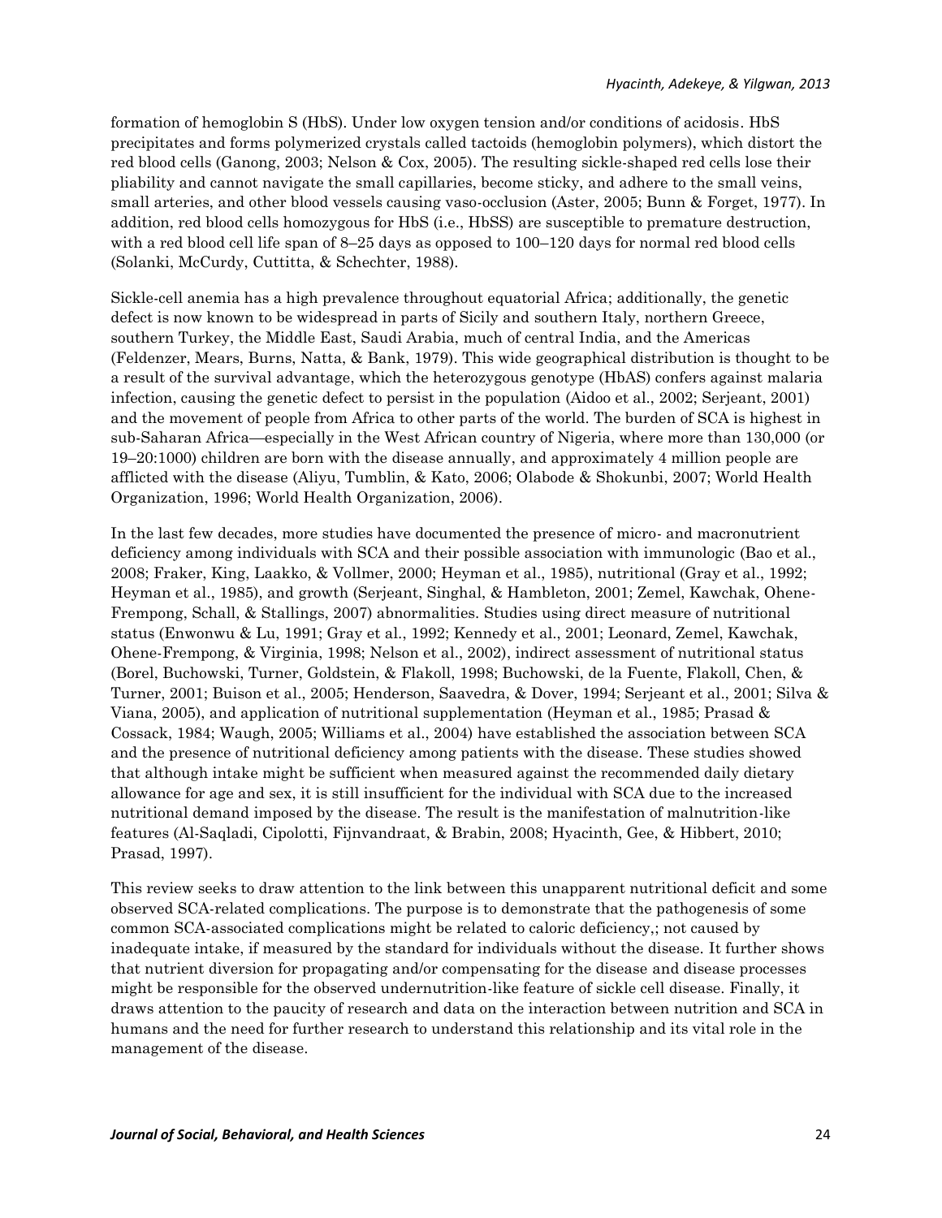formation of hemoglobin S (HbS). Under low oxygen tension and/or conditions of acidosis. HbS precipitates and forms polymerized crystals called tactoids (hemoglobin polymers), which distort the red blood cells (Ganong, 2003; Nelson & Cox, 2005). The resulting sickle-shaped red cells lose their pliability and cannot navigate the small capillaries, become sticky, and adhere to the small veins, small arteries, and other blood vessels causing vaso-occlusion (Aster, 2005; Bunn & Forget, 1977). In addition, red blood cells homozygous for HbS (i.e., HbSS) are susceptible to premature destruction, with a red blood cell life span of 8–25 days as opposed to 100–120 days for normal red blood cells (Solanki, McCurdy, Cuttitta, & Schechter, 1988).

Sickle-cell anemia has a high prevalence throughout equatorial Africa; additionally, the genetic defect is now known to be widespread in parts of Sicily and southern Italy, northern Greece, southern Turkey, the Middle East, Saudi Arabia, much of central India, and the Americas (Feldenzer, Mears, Burns, Natta, & Bank, 1979). This wide geographical distribution is thought to be a result of the survival advantage, which the heterozygous genotype (HbAS) confers against malaria infection, causing the genetic defect to persist in the population (Aidoo et al., 2002; Serjeant, 2001) and the movement of people from Africa to other parts of the world. The burden of SCA is highest in sub-Saharan Africa—especially in the West African country of Nigeria, where more than 130,000 (or 19–20:1000) children are born with the disease annually, and approximately 4 million people are afflicted with the disease (Aliyu, Tumblin, & Kato, 2006; Olabode & Shokunbi, 2007; World Health Organization, 1996; World Health Organization, 2006).

In the last few decades, more studies have documented the presence of micro- and macronutrient deficiency among individuals with SCA and their possible association with immunologic (Bao et al., 2008; Fraker, King, Laakko, & Vollmer, 2000; Heyman et al., 1985), nutritional (Gray et al., 1992; Heyman et al., 1985), and growth (Serjeant, Singhal, & Hambleton, 2001; Zemel, Kawchak, Ohene-Frempong, Schall, & Stallings, 2007) abnormalities. Studies using direct measure of nutritional status (Enwonwu & Lu, 1991; Gray et al., 1992; Kennedy et al., 2001; Leonard, Zemel, Kawchak, Ohene-Frempong, & Virginia, 1998; Nelson et al., 2002), indirect assessment of nutritional status (Borel, Buchowski, Turner, Goldstein, & Flakoll, 1998; Buchowski, de la Fuente, Flakoll, Chen, & Turner, 2001; Buison et al., 2005; Henderson, Saavedra, & Dover, 1994; Serjeant et al., 2001; Silva & Viana, 2005), and application of nutritional supplementation (Heyman et al., 1985; Prasad & Cossack, 1984; Waugh, 2005; Williams et al., 2004) have established the association between SCA and the presence of nutritional deficiency among patients with the disease. These studies showed that although intake might be sufficient when measured against the recommended daily dietary allowance for age and sex, it is still insufficient for the individual with SCA due to the increased nutritional demand imposed by the disease. The result is the manifestation of malnutrition-like features (Al-Saqladi, Cipolotti, Fijnvandraat, & Brabin, 2008; Hyacinth, Gee, & Hibbert, 2010; Prasad, 1997).

This review seeks to draw attention to the link between this unapparent nutritional deficit and some observed SCA-related complications. The purpose is to demonstrate that the pathogenesis of some common SCA-associated complications might be related to caloric deficiency,; not caused by inadequate intake, if measured by the standard for individuals without the disease. It further shows that nutrient diversion for propagating and/or compensating for the disease and disease processes might be responsible for the observed undernutrition-like feature of sickle cell disease. Finally, it draws attention to the paucity of research and data on the interaction between nutrition and SCA in humans and the need for further research to understand this relationship and its vital role in the management of the disease.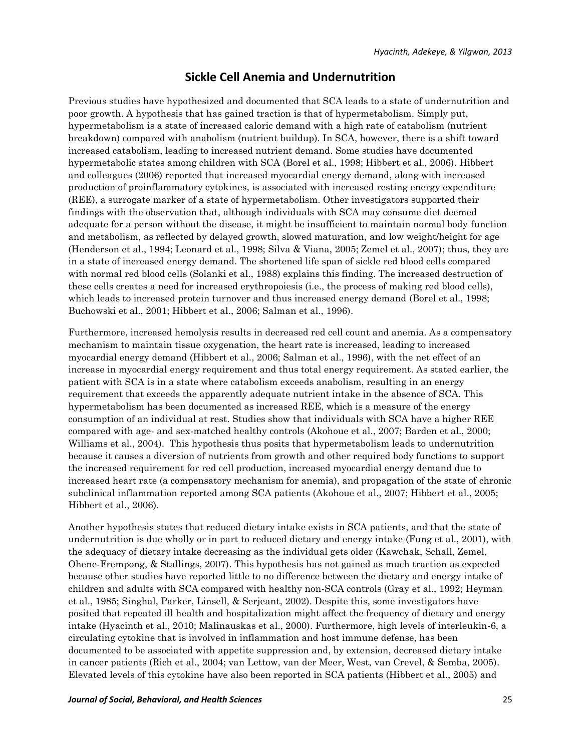## Sickle Cell Anemia and Undernutrition

Previous studies have hypothesized and documented that SCA leads to a state of undernutrition and poor growth. A hypothesis that has gained traction is that of hypermetabolism. Simply put, hypermetabolism is a state of increased caloric demand with a high rate of catabolism (nutrient breakdown) compared with anabolism (nutrient buildup). In SCA, however, there is a shift toward increased catabolism, leading to increased nutrient demand. Some studies have documented hypermetabolic states among children with SCA (Borel et al., 1998; Hibbert et al., 2006). Hibbert and colleagues (2006) reported that increased myocardial energy demand, along with increased production of proinflammatory cytokines, is associated with increased resting energy expenditure (REE), a surrogate marker of a state of hypermetabolism. Other investigators supported their findings with the observation that, although individuals with SCA may consume diet deemed adequate for a person without the disease, it might be insufficient to maintain normal body function and metabolism, as reflected by delayed growth, slowed maturation, and low weight/height for age (Henderson et al., 1994; Leonard et al., 1998; Silva & Viana, 2005; Zemel et al., 2007); thus, they are in a state of increased energy demand. The shortened life span of sickle red blood cells compared with normal red blood cells (Solanki et al., 1988) explains this finding. The increased destruction of these cells creates a need for increased erythropoiesis (i.e., the process of making red blood cells), which leads to increased protein turnover and thus increased energy demand (Borel et al., 1998; Buchowski et al., 2001; Hibbert et al., 2006; Salman et al., 1996).

Furthermore, increased hemolysis results in decreased red cell count and anemia. As a compensatory mechanism to maintain tissue oxygenation, the heart rate is increased, leading to increased myocardial energy demand (Hibbert et al., 2006; Salman et al., 1996), with the net effect of an increase in myocardial energy requirement and thus total energy requirement. As stated earlier, the patient with SCA is in a state where catabolism exceeds anabolism, resulting in an energy requirement that exceeds the apparently adequate nutrient intake in the absence of SCA. This hypermetabolism has been documented as increased REE, which is a measure of the energy consumption of an individual at rest. Studies show that individuals with SCA have a higher REE compared with age- and sex-matched healthy controls (Akohoue et al., 2007; Barden et al., 2000; Williams et al., 2004). This hypothesis thus posits that hypermetabolism leads to undernutrition because it causes a diversion of nutrients from growth and other required body functions to support the increased requirement for red cell production, increased myocardial energy demand due to increased heart rate (a compensatory mechanism for anemia), and propagation of the state of chronic subclinical inflammation reported among SCA patients (Akohoue et al., 2007; Hibbert et al., 2005; Hibbert et al., 2006).

Another hypothesis states that reduced dietary intake exists in SCA patients, and that the state of undernutrition is due wholly or in part to reduced dietary and energy intake (Fung et al., 2001), with the adequacy of dietary intake decreasing as the individual gets older (Kawchak, Schall, Zemel, Ohene-Frempong, & Stallings, 2007). This hypothesis has not gained as much traction as expected because other studies have reported little to no difference between the dietary and energy intake of children and adults with SCA compared with healthy non-SCA controls (Gray et al., 1992; Heyman et al., 1985; Singhal, Parker, Linsell, & Serjeant, 2002). Despite this, some investigators have posited that repeated ill health and hospitalization might affect the frequency of dietary and energy intake (Hyacinth et al., 2010; Malinauskas et al., 2000). Furthermore, high levels of interleukin-6, a circulating cytokine that is involved in inflammation and host immune defense, has been documented to be associated with appetite suppression and, by extension, decreased dietary intake in cancer patients (Rich et al., 2004; van Lettow, van der Meer, West, van Crevel, & Semba, 2005). Elevated levels of this cytokine have also been reported in SCA patients (Hibbert et al., 2005) and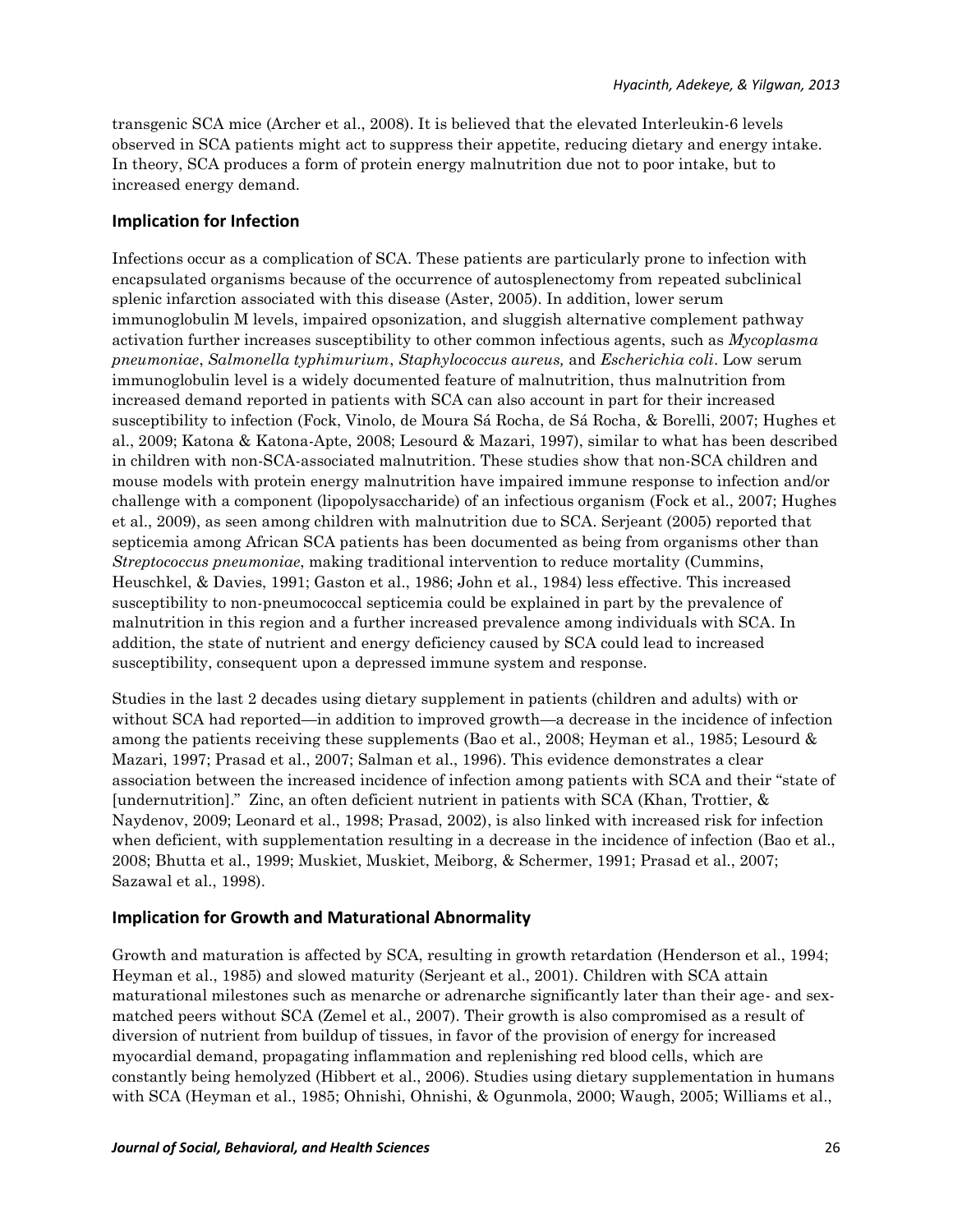transgenic SCA mice (Archer et al., 2008). It is believed that the elevated Interleukin-6 levels observed in SCA patients might act to suppress their appetite, reducing dietary and energy intake. In theory, SCA produces a form of protein energy malnutrition due not to poor intake, but to increased energy demand.

## Implication for Infection

Infections occur as a complication of SCA. These patients are particularly prone to infection with encapsulated organisms because of the occurrence of autosplenectomy from repeated subclinical splenic infarction associated with this disease (Aster, 2005). In addition, lower serum immunoglobulin M levels, impaired opsonization, and sluggish alternative complement pathway activation further increases susceptibility to other common infectious agents, such as *Mycoplasma pneumoniae*, *Salmonella typhimurium*, *Staphylococcus aureus,* and *Escherichia coli*. Low serum immunoglobulin level is a widely documented feature of malnutrition, thus malnutrition from increased demand reported in patients with SCA can also account in part for their increased susceptibility to infection (Fock, Vinolo, de Moura Sá Rocha, de Sá Rocha, & Borelli, 2007; Hughes et al., 2009; Katona & Katona-Apte, 2008; Lesourd & Mazari, 1997), similar to what has been described in children with non-SCA-associated malnutrition. These studies show that non-SCA children and mouse models with protein energy malnutrition have impaired immune response to infection and/or challenge with a component (lipopolysaccharide) of an infectious organism (Fock et al., 2007; Hughes et al., 2009), as seen among children with malnutrition due to SCA. Serjeant (2005) reported that septicemia among African SCA patients has been documented as being from organisms other than *Streptococcus pneumoniae*, making traditional intervention to reduce mortality (Cummins, Heuschkel, & Davies, 1991; Gaston et al., 1986; John et al., 1984) less effective. This increased susceptibility to non-pneumococcal septicemia could be explained in part by the prevalence of malnutrition in this region and a further increased prevalence among individuals with SCA. In addition, the state of nutrient and energy deficiency caused by SCA could lead to increased susceptibility, consequent upon a depressed immune system and response.

Studies in the last 2 decades using dietary supplement in patients (children and adults) with or without SCA had reported—in addition to improved growth—a decrease in the incidence of infection among the patients receiving these supplements (Bao et al., 2008; Heyman et al., 1985; Lesourd & Mazari, 1997; Prasad et al., 2007; Salman et al., 1996). This evidence demonstrates a clear association between the increased incidence of infection among patients with SCA and their "state of [undernutrition]." Zinc, an often deficient nutrient in patients with SCA (Khan, Trottier, & Naydenov, 2009; Leonard et al., 1998; Prasad, 2002), is also linked with increased risk for infection when deficient, with supplementation resulting in a decrease in the incidence of infection (Bao et al., 2008; Bhutta et al., 1999; Muskiet, Muskiet, Meiborg, & Schermer, 1991; Prasad et al., 2007; Sazawal et al., 1998).

## Implication for Growth and Maturational Abnormality

Growth and maturation is affected by SCA, resulting in growth retardation (Henderson et al., 1994; Heyman et al., 1985) and slowed maturity (Serjeant et al., 2001). Children with SCA attain maturational milestones such as menarche or adrenarche significantly later than their age- and sex-matched peers without SCA (Zemel et al., 2007). Their growth is also compromised as a result of diversion of nutrient from buildup of tissues, in favor of the provision of energy for increased myocardial demand, propagating inflammation and replenishing red blood cells, which are constantly being hemolyzed (Hibbert et al., 2006). Studies using dietary supplementation in humans with SCA (Heyman et al., 1985; Ohnishi, Ohnishi, & Ogunmola, 2000; Waugh, 2005; Williams et al.,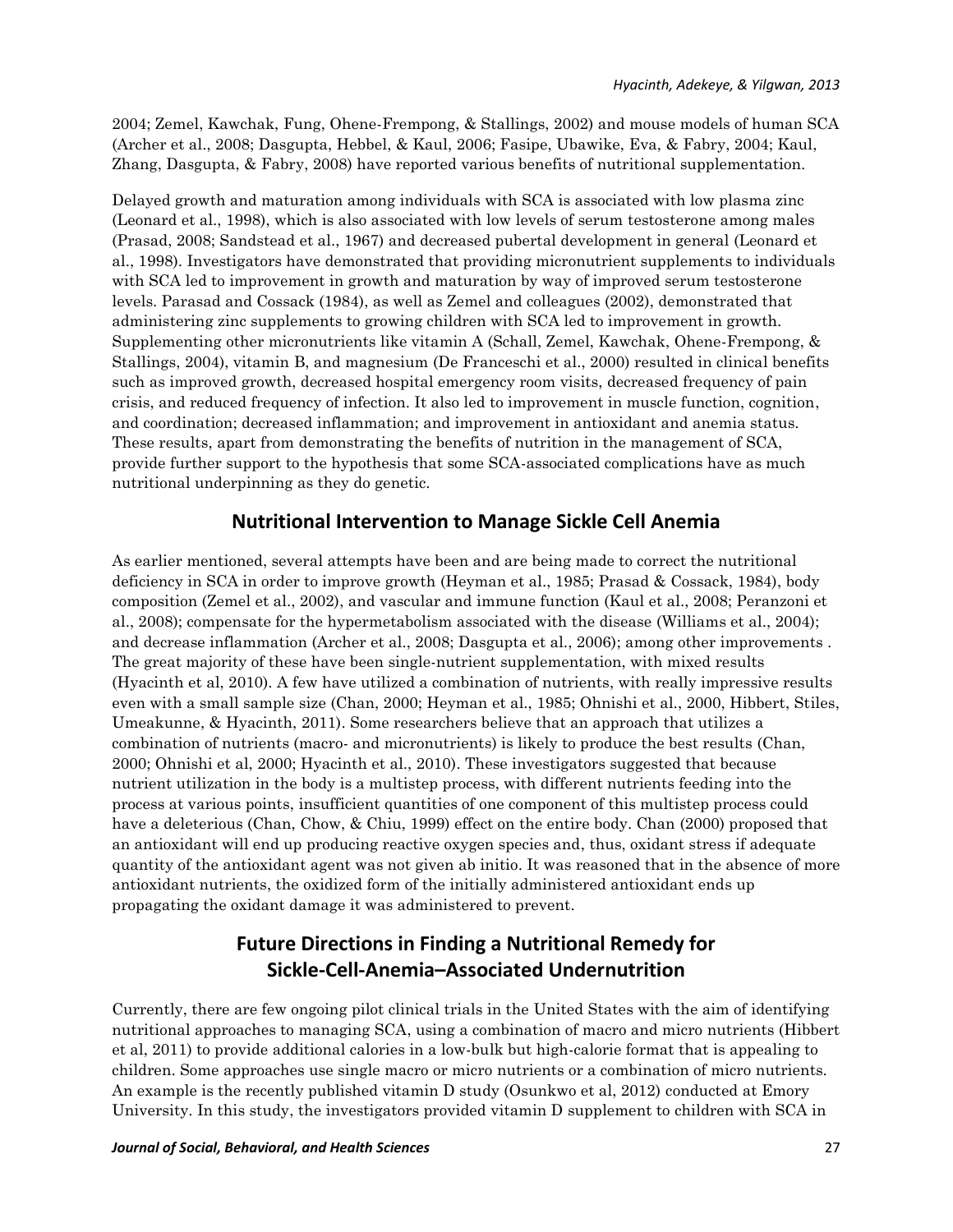2004; Zemel, Kawchak, Fung, Ohene-Frempong, & Stallings, 2002) and mouse models of human SCA (Archer et al., 2008; Dasgupta, Hebbel, & Kaul, 2006; Fasipe, Ubawike, Eva, & Fabry, 2004; Kaul, Zhang, Dasgupta, & Fabry, 2008) have reported various benefits of nutritional supplementation.

Delayed growth and maturation among individuals with SCA is associated with low plasma zinc (Leonard et al., 1998), which is also associated with low levels of serum testosterone among males (Prasad, 2008; Sandstead et al., 1967) and decreased pubertal development in general (Leonard et al., 1998). Investigators have demonstrated that providing micronutrient supplements to individuals with SCA led to improvement in growth and maturation by way of improved serum testosterone levels. Parasad and Cossack (1984), as well as Zemel and colleagues (2002), demonstrated that administering zinc supplements to growing children with SCA led to improvement in growth. Supplementing other micronutrients like vitamin A (Schall, Zemel, Kawchak, Ohene-Frempong, & Stallings, 2004), vitamin B, and magnesium (De Franceschi et al., 2000) resulted in clinical benefits such as improved growth, decreased hospital emergency room visits, decreased frequency of pain crisis, and reduced frequency of infection. It also led to improvement in muscle function, cognition, and coordination; decreased inflammation; and improvement in antioxidant and anemia status. These results, apart from demonstrating the benefits of nutrition in the management of SCA, provide further support to the hypothesis that some SCA-associated complications have as much nutritional underpinning as they do genetic.

## Nutritional Intervention to Manage Sickle Cell Anemia

As earlier mentioned, several attempts have been and are being made to correct the nutritional deficiency in SCA in order to improve growth (Heyman et al., 1985; Prasad & Cossack, 1984), body composition (Zemel et al., 2002), and vascular and immune function (Kaul et al., 2008; Peranzoni et al., 2008); compensate for the hypermetabolism associated with the disease (Williams et al., 2004); and decrease inflammation (Archer et al., 2008; Dasgupta et al., 2006); among other improvements . The great majority of these have been single-nutrient supplementation, with mixed results (Hyacinth et al, 2010). A few have utilized a combination of nutrients, with really impressive results even with a small sample size (Chan, 2000; Heyman et al., 1985; Ohnishi et al., 2000, Hibbert, Stiles, Umeakunne, & Hyacinth, 2011). Some researchers believe that an approach that utilizes a combination of nutrients (macro- and micronutrients) is likely to produce the best results (Chan, 2000; Ohnishi et al, 2000; Hyacinth et al., 2010). These investigators suggested that because nutrient utilization in the body is a multistep process, with different nutrients feeding into the process at various points, insufficient quantities of one component of this multistep process could have a deleterious (Chan, Chow, & Chiu, 1999) effect on the entire body. Chan (2000) proposed that an antioxidant will end up producing reactive oxygen species and, thus, oxidant stress if adequate quantity of the antioxidant agent was not given ab initio. It was reasoned that in the absence of more antioxidant nutrients, the oxidized form of the initially administered antioxidant ends up propagating the oxidant damage it was administered to prevent.

## Future Directions in Finding a Nutritional Remedy for Sickle-Cell-Anemia–Associated Undernutrition

Currently, there are few ongoing pilot clinical trials in the United States with the aim of identifying nutritional approaches to managing SCA, using a combination of macro and micro nutrients (Hibbert et al, 2011) to provide additional calories in a low-bulk but high-calorie format that is appealing to children. Some approaches use single macro or micro nutrients or a combination of micro nutrients. An example is the recently published vitamin D study (Osunkwo et al, 2012) conducted at Emory University. In this study, the investigators provided vitamin D supplement to children with SCA in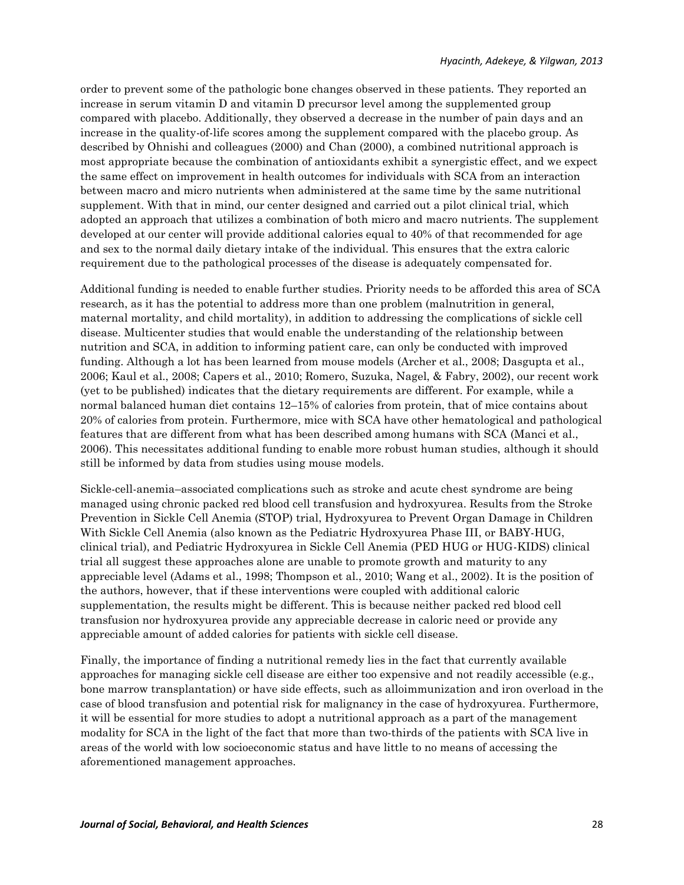order to prevent some of the pathologic bone changes observed in these patients. They reported an increase in serum vitamin D and vitamin D precursor level among the supplemented group compared with placebo. Additionally, they observed a decrease in the number of pain days and an increase in the quality-of-life scores among the supplement compared with the placebo group. As described by Ohnishi and colleagues (2000) and Chan (2000), a combined nutritional approach is most appropriate because the combination of antioxidants exhibit a synergistic effect, and we expect the same effect on improvement in health outcomes for individuals with SCA from an interaction between macro and micro nutrients when administered at the same time by the same nutritional supplement. With that in mind, our center designed and carried out a pilot clinical trial, which adopted an approach that utilizes a combination of both micro and macro nutrients. The supplement developed at our center will provide additional calories equal to 40% of that recommended for age and sex to the normal daily dietary intake of the individual. This ensures that the extra caloric requirement due to the pathological processes of the disease is adequately compensated for.

Additional funding is needed to enable further studies. Priority needs to be afforded this area of SCA research, as it has the potential to address more than one problem (malnutrition in general, maternal mortality, and child mortality), in addition to addressing the complications of sickle cell disease. Multicenter studies that would enable the understanding of the relationship between nutrition and SCA, in addition to informing patient care, can only be conducted with improved funding. Although a lot has been learned from mouse models (Archer et al., 2008; Dasgupta et al., 2006; Kaul et al., 2008; Capers et al., 2010; Romero, Suzuka, Nagel, & Fabry, 2002), our recent work (yet to be published) indicates that the dietary requirements are different. For example, while a normal balanced human diet contains 12–15% of calories from protein, that of mice contains about 20% of calories from protein. Furthermore, mice with SCA have other hematological and pathological features that are different from what has been described among humans with SCA (Manci et al., 2006). This necessitates additional funding to enable more robust human studies, although it should still be informed by data from studies using mouse models.

Sickle-cell-anemia–associated complications such as stroke and acute chest syndrome are being managed using chronic packed red blood cell transfusion and hydroxyurea. Results from the Stroke Prevention in Sickle Cell Anemia (STOP) trial, Hydroxyurea to Prevent Organ Damage in Children With Sickle Cell Anemia (also known as the Pediatric Hydroxyurea Phase III, or BABY-HUG, clinical trial), and Pediatric Hydroxyurea in Sickle Cell Anemia (PED HUG or HUG-KIDS) clinical trial all suggest these approaches alone are unable to promote growth and maturity to any appreciable level (Adams et al., 1998; Thompson et al., 2010; Wang et al., 2002). It is the position of the authors, however, that if these interventions were coupled with additional caloric supplementation, the results might be different. This is because neither packed red blood cell transfusion nor hydroxyurea provide any appreciable decrease in caloric need or provide any appreciable amount of added calories for patients with sickle cell disease.

Finally, the importance of finding a nutritional remedy lies in the fact that currently available approaches for managing sickle cell disease are either too expensive and not readily accessible (e.g., bone marrow transplantation) or have side effects, such as alloimmunization and iron overload in the case of blood transfusion and potential risk for malignancy in the case of hydroxyurea. Furthermore, it will be essential for more studies to adopt a nutritional approach as a part of the management modality for SCA in the light of the fact that more than two-thirds of the patients with SCA live in areas of the world with low socioeconomic status and have little to no means of accessing the aforementioned management approaches.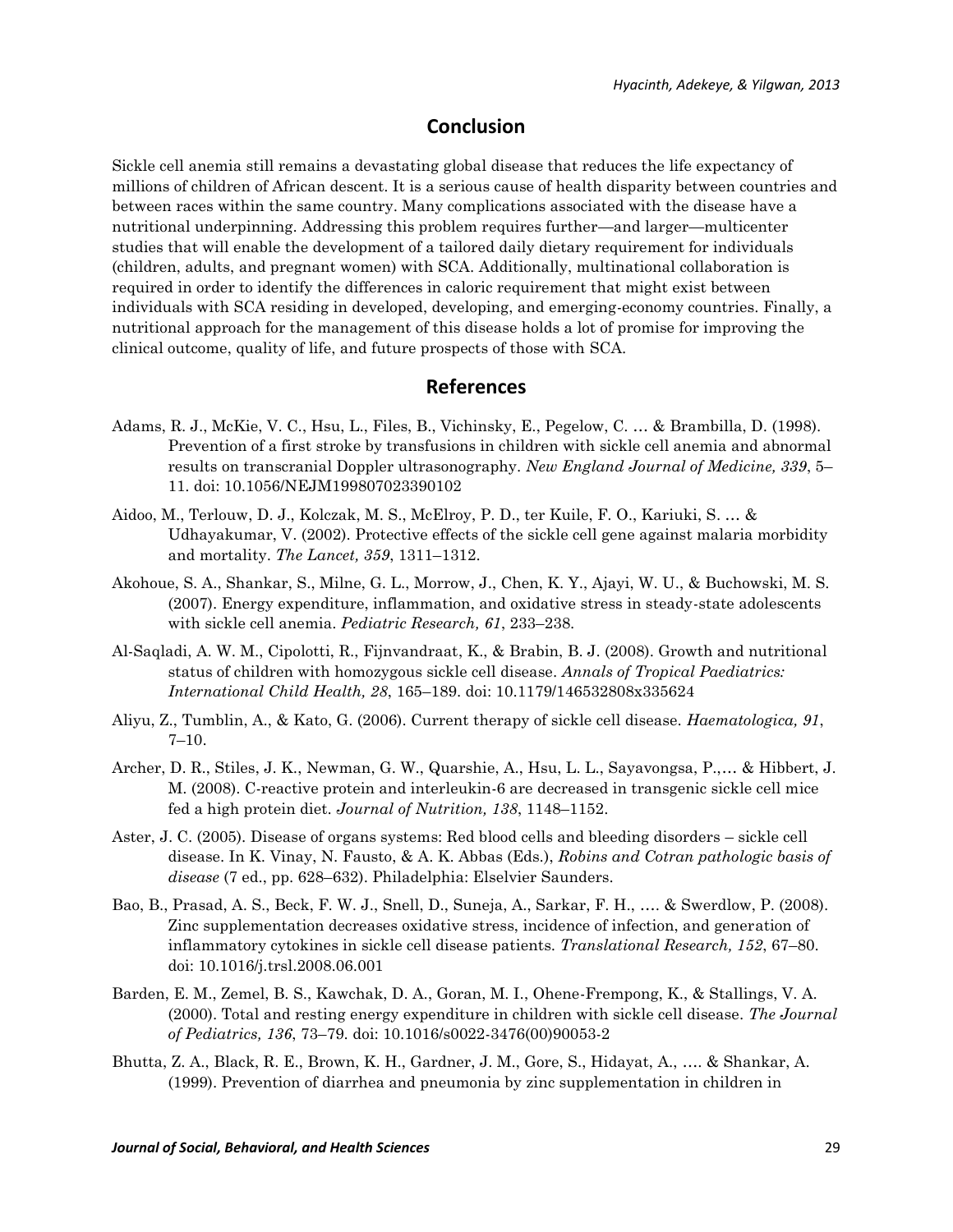## Conclusion

Sickle cell anemia still remains a devastating global disease that reduces the life expectancy of millions of children of African descent. It is a serious cause of health disparity between countries and between races within the same country. Many complications associated with the disease have a nutritional underpinning. Addressing this problem requires further—and larger—multicenter studies that will enable the development of a tailored daily dietary requirement for individuals (children, adults, and pregnant women) with SCA. Additionally, multinational collaboration is required in order to identify the differences in caloric requirement that might exist between individuals with SCA residing in developed, developing, and emerging-economy countries. Finally, a nutritional approach for the management of this disease holds a lot of promise for improving the clinical outcome, quality of life, and future prospects of those with SCA.

## References

Adams, R. J., McKie, V. C., Hsu, L., Files, B., Vichinsky, E., Pegelow, C. … & Brambilla, D. (1998). Prevention of a first stroke by transfusions in children with sickle cell anemia and abnormal results on transcranial Doppler ultrasonography. *New England Journal of Medicine, 339*, 5–11. doi: 10.1056/NEJM199807023390102

Aidoo, M., Terlouw, D. J., Kolczak, M. S., McElroy, P. D., ter Kuile, F. O., Kariuki, S. … & Udhayakumar, V. (2002). Protective effects of the sickle cell gene against malaria morbidity and mortality. *The Lancet, 359*, 1311–1312.

Akohoue, S. A., Shankar, S., Milne, G. L., Morrow, J., Chen, K. Y., Ajayi, W. U., & Buchowski, M. S. (2007). Energy expenditure, inflammation, and oxidative stress in steady-state adolescents with sickle cell anemia. *Pediatric Research, 61*, 233–238.

Al-Saqladi, A. W. M., Cipolotti, R., Fijnvandraat, K., & Brabin, B. J. (2008). Growth and nutritional status of children with homozygous sickle cell disease. *Annals of Tropical Paediatrics: International Child Health, 28*, 165–189. doi: 10.1179/146532808x335624

Aliyu, Z., Tumblin, A., & Kato, G. (2006). Current therapy of sickle cell disease. *Haematologica, 91*, 7–10.

Archer, D. R., Stiles, J. K., Newman, G. W., Quarshie, A., Hsu, L. L., Sayavongsa, P.,… & Hibbert, J. M. (2008). C-reactive protein and interleukin-6 are decreased in transgenic sickle cell mice fed a high protein diet. *Journal of Nutrition, 138*, 1148–1152.

Aster, J. C. (2005). Disease of organs systems: Red blood cells and bleeding disorders – sickle cell disease. In K. Vinay, N. Fausto, & A. K. Abbas (Eds.), *Robins and Cotran pathologic basis of disease* (7 ed., pp. 628–632). Philadelphia: Elselvier Saunders.

Bao, B., Prasad, A. S., Beck, F. W. J., Snell, D., Suneja, A., Sarkar, F. H., …. & Swerdlow, P. (2008). Zinc supplementation decreases oxidative stress, incidence of infection, and generation of inflammatory cytokines in sickle cell disease patients. *Translational Research, 152*, 67–80. doi: 10.1016/j.trsl.2008.06.001

Barden, E. M., Zemel, B. S., Kawchak, D. A., Goran, M. I., Ohene-Frempong, K., & Stallings, V. A. (2000). Total and resting energy expenditure in children with sickle cell disease. *The Journal of Pediatrics, 136*, 73–79. doi: 10.1016/s0022-3476(00)90053-2

Bhutta, Z. A., Black, R. E., Brown, K. H., Gardner, J. M., Gore, S., Hidayat, A., …. & Shankar, A. (1999). Prevention of diarrhea and pneumonia by zinc supplementation in children in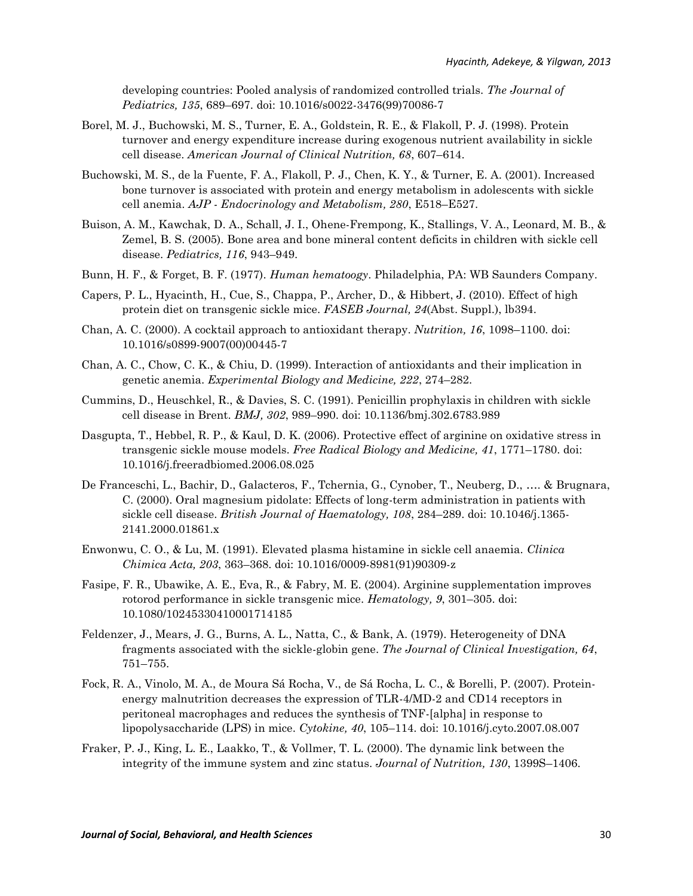developing countries: Pooled analysis of randomized controlled trials. *The Journal of Pediatrics, 135*, 689–697. doi: 10.1016/s0022-3476(99)70086-7

Borel, M. J., Buchowski, M. S., Turner, E. A., Goldstein, R. E., & Flakoll, P. J. (1998). Protein turnover and energy expenditure increase during exogenous nutrient availability in sickle cell disease. *American Journal of Clinical Nutrition, 68*, 607–614.

Buchowski, M. S., de la Fuente, F. A., Flakoll, P. J., Chen, K. Y., & Turner, E. A. (2001). Increased bone turnover is associated with protein and energy metabolism in adolescents with sickle cell anemia. *AJP - Endocrinology and Metabolism, 280*, E518–E527.

Buison, A. M., Kawchak, D. A., Schall, J. I., Ohene-Frempong, K., Stallings, V. A., Leonard, M. B., & Zemel, B. S. (2005). Bone area and bone mineral content deficits in children with sickle cell disease. *Pediatrics, 116*, 943–949.

Bunn, H. F., & Forget, B. F. (1977). *Human hematoogy*. Philadelphia, PA: WB Saunders Company.

Capers, P. L., Hyacinth, H., Cue, S., Chappa, P., Archer, D., & Hibbert, J. (2010). Effect of high protein diet on transgenic sickle mice. *FASEB Journal, 24*(Abst. Suppl.), lb394.

Chan, A. C. (2000). A cocktail approach to antioxidant therapy. *Nutrition, 16*, 1098–1100. doi: 10.1016/s0899-9007(00)00445-7

Chan, A. C., Chow, C. K., & Chiu, D. (1999). Interaction of antioxidants and their implication in genetic anemia. *Experimental Biology and Medicine, 222*, 274–282.

Cummins, D., Heuschkel, R., & Davies, S. C. (1991). Penicillin prophylaxis in children with sickle cell disease in Brent. *BMJ, 302*, 989–990. doi: 10.1136/bmj.302.6783.989

Dasgupta, T., Hebbel, R. P., & Kaul, D. K. (2006). Protective effect of arginine on oxidative stress in transgenic sickle mouse models. *Free Radical Biology and Medicine, 41*, 1771–1780. doi: 10.1016/j.freeradbiomed.2006.08.025

De Franceschi, L., Bachir, D., Galacteros, F., Tchernia, G., Cynober, T., Neuberg, D., …. & Brugnara, C. (2000). Oral magnesium pidolate: Effects of long-term administration in patients with sickle cell disease. *British Journal of Haematology, 108*, 284–289. doi: 10.1046/j.1365-2141.2000.01861.x

Enwonwu, C. O., & Lu, M. (1991). Elevated plasma histamine in sickle cell anaemia. *Clinica Chimica Acta, 203*, 363–368. doi: 10.1016/0009-8981(91)90309-z

Fasipe, F. R., Ubawike, A. E., Eva, R., & Fabry, M. E. (2004). Arginine supplementation improves rotorod performance in sickle transgenic mice. *Hematology, 9*, 301–305. doi: 10.1080/10245330410001714185

Feldenzer, J., Mears, J. G., Burns, A. L., Natta, C., & Bank, A. (1979). Heterogeneity of DNA fragments associated with the sickle-globin gene. *The Journal of Clinical Investigation, 64*, 751–755.

Fock, R. A., Vinolo, M. A., de Moura Sá Rocha, V., de Sá Rocha, L. C., & Borelli, P. (2007). Protein-energy malnutrition decreases the expression of TLR-4/MD-2 and CD14 receptors in peritoneal macrophages and reduces the synthesis of TNF-[alpha] in response to lipopolysaccharide (LPS) in mice. *Cytokine, 40*, 105–114. doi: 10.1016/j.cyto.2007.08.007

Fraker, P. J., King, L. E., Laakko, T., & Vollmer, T. L. (2000). The dynamic link between the integrity of the immune system and zinc status. *Journal of Nutrition, 130*, 1399S–1406.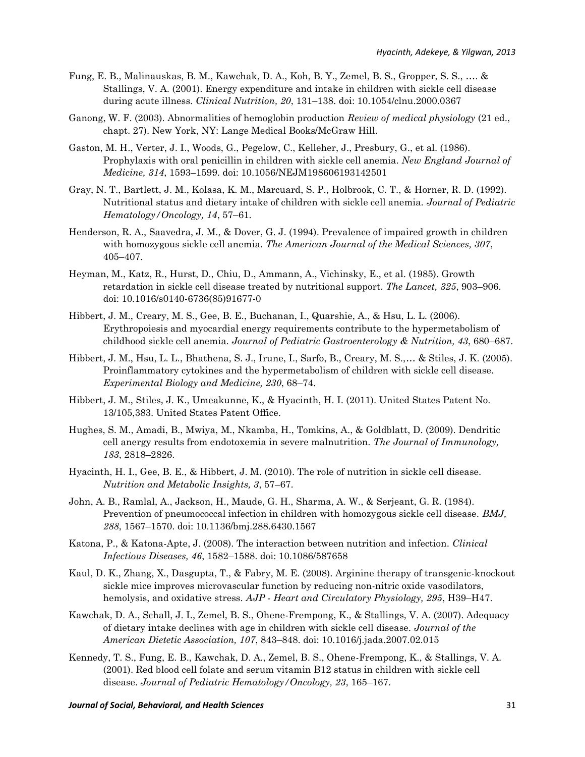Fung, E. B., Malinauskas, B. M., Kawchak, D. A., Koh, B. Y., Zemel, B. S., Gropper, S. S., …. & Stallings, V. A. (2001). Energy expenditure and intake in children with sickle cell disease during acute illness. *Clinical Nutrition, 20*, 131–138. doi: 10.1054/clnu.2000.0367

Ganong, W. F. (2003). Abnormalities of hemoglobin production *Review of medical physiology* (21 ed., chapt. 27). New York, NY: Lange Medical Books/McGraw Hill.

Gaston, M. H., Verter, J. I., Woods, G., Pegelow, C., Kelleher, J., Presbury, G., et al. (1986). Prophylaxis with oral penicillin in children with sickle cell anemia. *New England Journal of Medicine, 314*, 1593–1599. doi: 10.1056/NEJM198606193142501

Gray, N. T., Bartlett, J. M., Kolasa, K. M., Marcuard, S. P., Holbrook, C. T., & Horner, R. D. (1992). Nutritional status and dietary intake of children with sickle cell anemia. *Journal of Pediatric Hematology/Oncology, 14*, 57–61.

Henderson, R. A., Saavedra, J. M., & Dover, G. J. (1994). Prevalence of impaired growth in children with homozygous sickle cell anemia. *The American Journal of the Medical Sciences, 307*, 405–407.

Heyman, M., Katz, R., Hurst, D., Chiu, D., Ammann, A., Vichinsky, E., et al. (1985). Growth retardation in sickle cell disease treated by nutritional support. *The Lancet, 325*, 903–906. doi: 10.1016/s0140-6736(85)91677-0

Hibbert, J. M., Creary, M. S., Gee, B. E., Buchanan, I., Quarshie, A., & Hsu, L. L. (2006). Erythropoiesis and myocardial energy requirements contribute to the hypermetabolism of childhood sickle cell anemia. *Journal of Pediatric Gastroenterology & Nutrition, 43*, 680–687.

Hibbert, J. M., Hsu, L. L., Bhathena, S. J., Irune, I., Sarfo, B., Creary, M. S.,… & Stiles, J. K. (2005). Proinflammatory cytokines and the hypermetabolism of children with sickle cell disease. *Experimental Biology and Medicine, 230*, 68–74.

Hibbert, J. M., Stiles, J. K., Umeakunne, K., & Hyacinth, H. I. (2011). United States Patent No. 13/105,383. United States Patent Office.

Hughes, S. M., Amadi, B., Mwiya, M., Nkamba, H., Tomkins, A., & Goldblatt, D. (2009). Dendritic cell anergy results from endotoxemia in severe malnutrition. *The Journal of Immunology, 183*, 2818–2826.

Hyacinth, H. I., Gee, B. E., & Hibbert, J. M. (2010). The role of nutrition in sickle cell disease. *Nutrition and Metabolic Insights, 3*, 57–67.

John, A. B., Ramlal, A., Jackson, H., Maude, G. H., Sharma, A. W., & Serjeant, G. R. (1984). Prevention of pneumococcal infection in children with homozygous sickle cell disease. *BMJ, 288*, 1567–1570. doi: 10.1136/bmj.288.6430.1567

Katona, P., & Katona-Apte, J. (2008). The interaction between nutrition and infection. *Clinical Infectious Diseases, 46*, 1582–1588. doi: 10.1086/587658

Kaul, D. K., Zhang, X., Dasgupta, T., & Fabry, M. E. (2008). Arginine therapy of transgenic-knockout sickle mice improves microvascular function by reducing non-nitric oxide vasodilators, hemolysis, and oxidative stress. *AJP - Heart and Circulatory Physiology, 295*, H39–H47.

Kawchak, D. A., Schall, J. I., Zemel, B. S., Ohene-Frempong, K., & Stallings, V. A. (2007). Adequacy of dietary intake declines with age in children with sickle cell disease. *Journal of the American Dietetic Association, 107*, 843–848. doi: 10.1016/j.jada.2007.02.015

Kennedy, T. S., Fung, E. B., Kawchak, D. A., Zemel, B. S., Ohene-Frempong, K., & Stallings, V. A. (2001). Red blood cell folate and serum vitamin B12 status in children with sickle cell disease. *Journal of Pediatric Hematology/Oncology, 23*, 165–167.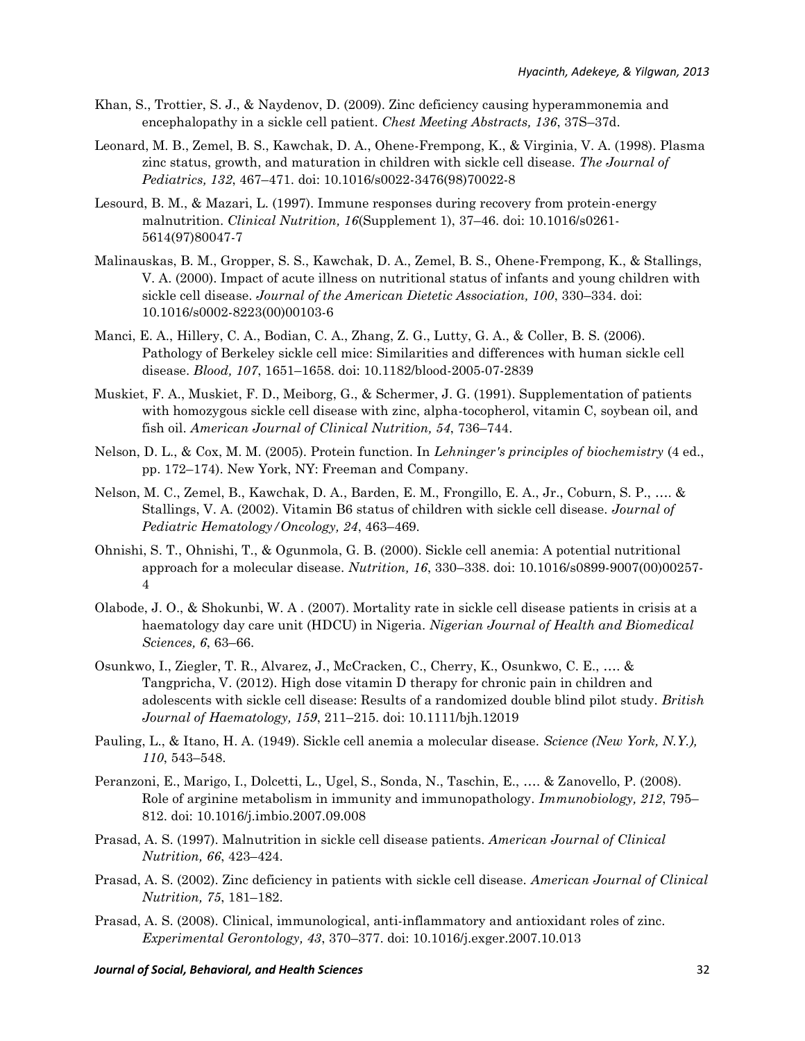Khan, S., Trottier, S. J., & Naydenov, D. (2009). Zinc deficiency causing hyperammonemia and encephalopathy in a sickle cell patient. *Chest Meeting Abstracts, 136*, 37S–37d.

Leonard, M. B., Zemel, B. S., Kawchak, D. A., Ohene-Frempong, K., & Virginia, V. A. (1998). Plasma zinc status, growth, and maturation in children with sickle cell disease. *The Journal of Pediatrics, 132*, 467–471. doi: 10.1016/s0022-3476(98)70022-8

Lesourd, B. M., & Mazari, L. (1997). Immune responses during recovery from protein-energy malnutrition. *Clinical Nutrition, 16*(Supplement 1), 37–46. doi: 10.1016/s0261-5614(97)80047-7

Malinauskas, B. M., Gropper, S. S., Kawchak, D. A., Zemel, B. S., Ohene-Frempong, K., & Stallings, V. A. (2000). Impact of acute illness on nutritional status of infants and young children with sickle cell disease. *Journal of the American Dietetic Association, 100*, 330–334. doi: 10.1016/s0002-8223(00)00103-6

Manci, E. A., Hillery, C. A., Bodian, C. A., Zhang, Z. G., Lutty, G. A., & Coller, B. S. (2006). Pathology of Berkeley sickle cell mice: Similarities and differences with human sickle cell disease. *Blood, 107*, 1651–1658. doi: 10.1182/blood-2005-07-2839

Muskiet, F. A., Muskiet, F. D., Meiborg, G., & Schermer, J. G. (1991). Supplementation of patients with homozygous sickle cell disease with zinc, alpha-tocopherol, vitamin C, soybean oil, and fish oil. *American Journal of Clinical Nutrition, 54*, 736–744.

Nelson, D. L., & Cox, M. M. (2005). Protein function. In *Lehninger's principles of biochemistry* (4 ed., pp. 172–174). New York, NY: Freeman and Company.

Nelson, M. C., Zemel, B., Kawchak, D. A., Barden, E. M., Frongillo, E. A., Jr., Coburn, S. P., …. & Stallings, V. A. (2002). Vitamin B6 status of children with sickle cell disease. *Journal of Pediatric Hematology/Oncology, 24*, 463–469.

Ohnishi, S. T., Ohnishi, T., & Ogunmola, G. B. (2000). Sickle cell anemia: A potential nutritional approach for a molecular disease. *Nutrition, 16*, 330–338. doi: 10.1016/s0899-9007(00)00257-4

Olabode, J. O., & Shokunbi, W. A . (2007). Mortality rate in sickle cell disease patients in crisis at a haematology day care unit (HDCU) in Nigeria. *Nigerian Journal of Health and Biomedical Sciences, 6*, 63–66.

Osunkwo, I., Ziegler, T. R., Alvarez, J., McCracken, C., Cherry, K., Osunkwo, C. E., …. & Tangpricha, V. (2012). High dose vitamin D therapy for chronic pain in children and adolescents with sickle cell disease: Results of a randomized double blind pilot study. *British Journal of Haematology, 159*, 211–215. doi: 10.1111/bjh.12019

Pauling, L., & Itano, H. A. (1949). Sickle cell anemia a molecular disease. *Science (New York, N.Y.), 110*, 543–548.

Peranzoni, E., Marigo, I., Dolcetti, L., Ugel, S., Sonda, N., Taschin, E., …. & Zanovello, P. (2008). Role of arginine metabolism in immunity and immunopathology. *Immunobiology, 212*, 795–812. doi: 10.1016/j.imbio.2007.09.008

Prasad, A. S. (1997). Malnutrition in sickle cell disease patients. *American Journal of Clinical Nutrition, 66*, 423–424.

Prasad, A. S. (2002). Zinc deficiency in patients with sickle cell disease. *American Journal of Clinical Nutrition, 75*, 181–182.

Prasad, A. S. (2008). Clinical, immunological, anti-inflammatory and antioxidant roles of zinc. *Experimental Gerontology, 43*, 370–377. doi: 10.1016/j.exger.2007.10.013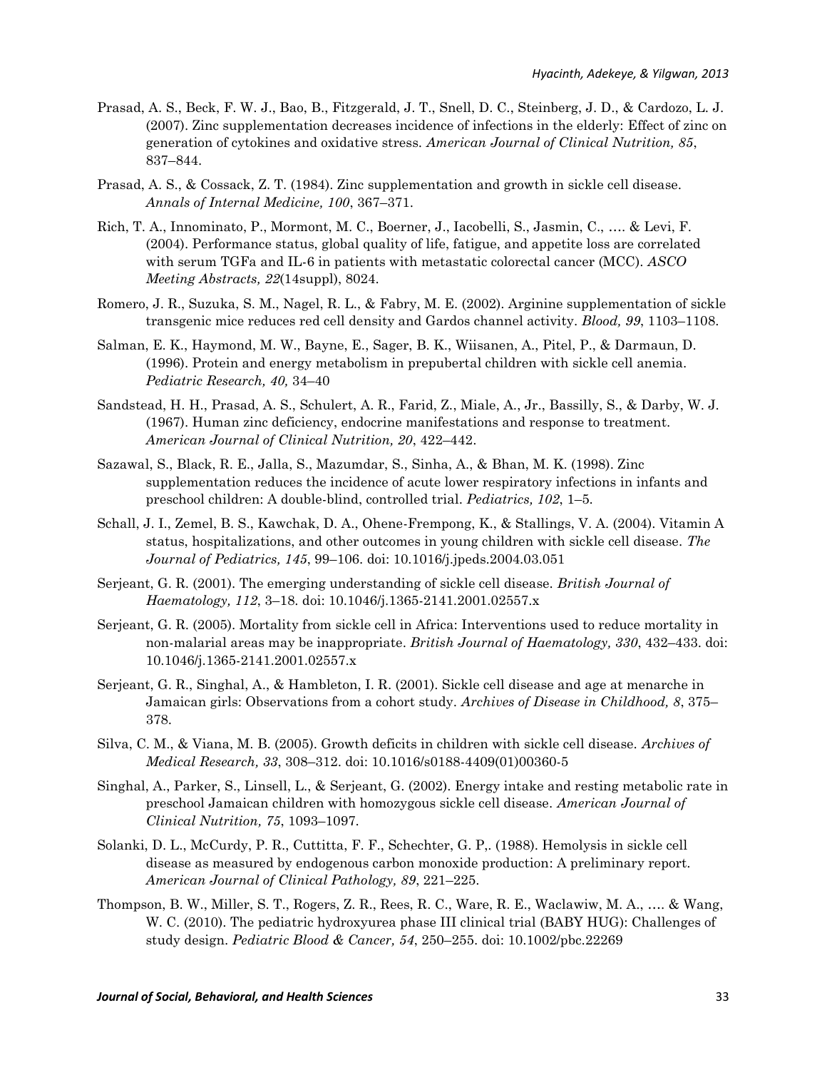Prasad, A. S., Beck, F. W. J., Bao, B., Fitzgerald, J. T., Snell, D. C., Steinberg, J. D., & Cardozo, L. J. (2007). Zinc supplementation decreases incidence of infections in the elderly: Effect of zinc on generation of cytokines and oxidative stress. *American Journal of Clinical Nutrition, 85*, 837–844.

Prasad, A. S., & Cossack, Z. T. (1984). Zinc supplementation and growth in sickle cell disease. *Annals of Internal Medicine, 100*, 367–371.

Rich, T. A., Innominato, P., Mormont, M. C., Boerner, J., Iacobelli, S., Jasmin, C., …. & Levi, F. (2004). Performance status, global quality of life, fatigue, and appetite loss are correlated with serum TGFa and IL-6 in patients with metastatic colorectal cancer (MCC). *ASCO Meeting Abstracts, 22*(14suppl), 8024.

Romero, J. R., Suzuka, S. M., Nagel, R. L., & Fabry, M. E. (2002). Arginine supplementation of sickle transgenic mice reduces red cell density and Gardos channel activity. *Blood, 99*, 1103–1108.

Salman, E. K., Haymond, M. W., Bayne, E., Sager, B. K., Wiisanen, A., Pitel, P., & Darmaun, D. (1996). Protein and energy metabolism in prepubertal children with sickle cell anemia. *Pediatric Research, 40,* 34–40

Sandstead, H. H., Prasad, A. S., Schulert, A. R., Farid, Z., Miale, A., Jr., Bassilly, S., & Darby, W. J. (1967). Human zinc deficiency, endocrine manifestations and response to treatment. *American Journal of Clinical Nutrition, 20*, 422–442.

Sazawal, S., Black, R. E., Jalla, S., Mazumdar, S., Sinha, A., & Bhan, M. K. (1998). Zinc supplementation reduces the incidence of acute lower respiratory infections in infants and preschool children: A double-blind, controlled trial. *Pediatrics, 102*, 1–5.

Schall, J. I., Zemel, B. S., Kawchak, D. A., Ohene-Frempong, K., & Stallings, V. A. (2004). Vitamin A status, hospitalizations, and other outcomes in young children with sickle cell disease. *The Journal of Pediatrics, 145*, 99–106. doi: 10.1016/j.jpeds.2004.03.051

Serjeant, G. R. (2001). The emerging understanding of sickle cell disease. *British Journal of Haematology, 112*, 3–18. doi: 10.1046/j.1365-2141.2001.02557.x

Serjeant, G. R. (2005). Mortality from sickle cell in Africa: Interventions used to reduce mortality in non-malarial areas may be inappropriate. *British Journal of Haematology, 330*, 432–433. doi: 10.1046/j.1365-2141.2001.02557.x

Serjeant, G. R., Singhal, A., & Hambleton, I. R. (2001). Sickle cell disease and age at menarche in Jamaican girls: Observations from a cohort study. *Archives of Disease in Childhood, 8*, 375–378.

Silva, C. M., & Viana, M. B. (2005). Growth deficits in children with sickle cell disease. *Archives of Medical Research, 33*, 308–312. doi: 10.1016/s0188-4409(01)00360-5

Singhal, A., Parker, S., Linsell, L., & Serjeant, G. (2002). Energy intake and resting metabolic rate in preschool Jamaican children with homozygous sickle cell disease. *American Journal of Clinical Nutrition, 75*, 1093–1097.

Solanki, D. L., McCurdy, P. R., Cuttitta, F. F., Schechter, G. P,. (1988). Hemolysis in sickle cell disease as measured by endogenous carbon monoxide production: A preliminary report. *American Journal of Clinical Pathology, 89*, 221–225.

Thompson, B. W., Miller, S. T., Rogers, Z. R., Rees, R. C., Ware, R. E., Waclawiw, M. A., …. & Wang, W. C. (2010). The pediatric hydroxyurea phase III clinical trial (BABY HUG): Challenges of study design. *Pediatric Blood & Cancer, 54*, 250–255. doi: 10.1002/pbc.22269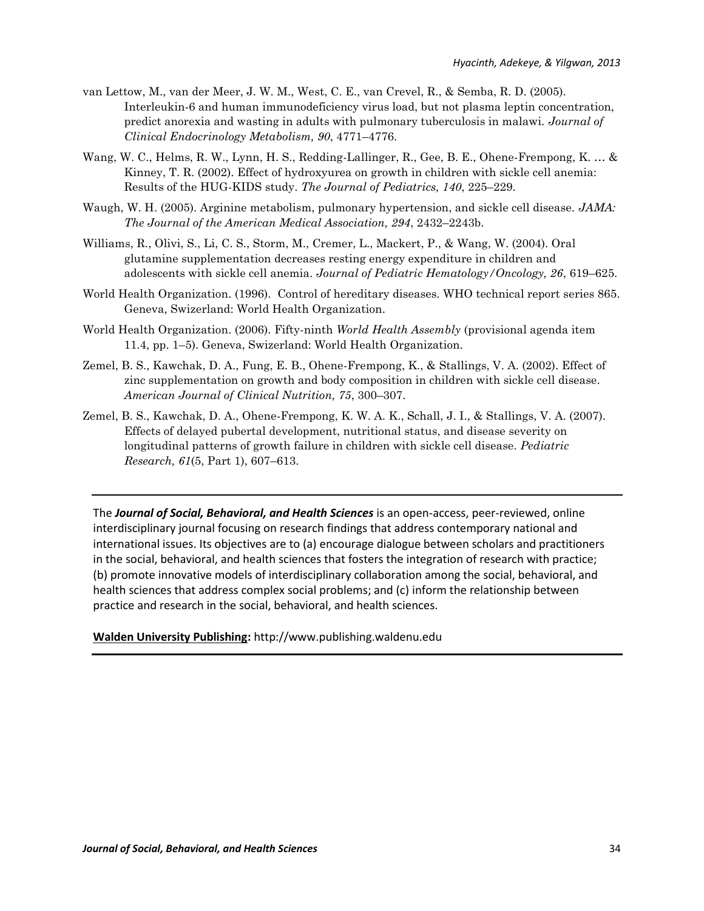van Lettow, M., van der Meer, J. W. M., West, C. E., van Crevel, R., & Semba, R. D. (2005). Interleukin-6 and human immunodeficiency virus load, but not plasma leptin concentration, predict anorexia and wasting in adults with pulmonary tuberculosis in malawi. *Journal of Clinical Endocrinology Metabolism, 90*, 4771–4776.

Wang, W. C., Helms, R. W., Lynn, H. S., Redding-Lallinger, R., Gee, B. E., Ohene-Frempong, K. … & Kinney, T. R. (2002). Effect of hydroxyurea on growth in children with sickle cell anemia: Results of the HUG-KIDS study. *The Journal of Pediatrics, 140*, 225–229.

Waugh, W. H. (2005). Arginine metabolism, pulmonary hypertension, and sickle cell disease. *JAMA: The Journal of the American Medical Association, 294*, 2432–2243b.

Williams, R., Olivi, S., Li, C. S., Storm, M., Cremer, L., Mackert, P., & Wang, W. (2004). Oral glutamine supplementation decreases resting energy expenditure in children and adolescents with sickle cell anemia. *Journal of Pediatric Hematology/Oncology, 26*, 619–625.

World Health Organization. (1996). Control of hereditary diseases. WHO technical report series 865. Geneva, Swizerland: World Health Organization.

World Health Organization. (2006). Fifty-ninth *World Health Assembly* (provisional agenda item 11.4, pp. 1–5). Geneva, Swizerland: World Health Organization.

Zemel, B. S., Kawchak, D. A., Fung, E. B., Ohene-Frempong, K., & Stallings, V. A. (2002). Effect of zinc supplementation on growth and body composition in children with sickle cell disease. *American Journal of Clinical Nutrition, 75*, 300–307.

Zemel, B. S., Kawchak, D. A., Ohene-Frempong, K. W. A. K., Schall, J. I., & Stallings, V. A. (2007). Effects of delayed pubertal development, nutritional status, and disease severity on longitudinal patterns of growth failure in children with sickle cell disease. *Pediatric Research, 61*(5, Part 1), 607–613.

---

The ***Journal of Social, Behavioral, and Health Sciences*** is an open-access, peer-reviewed, online interdisciplinary journal focusing on research findings that address contemporary national and international issues. Its objectives are to (a) encourage dialogue between scholars and practitioners in the social, behavioral, and health sciences that fosters the integration of research with practice; (b) promote innovative models of interdisciplinary collaboration among the social, behavioral, and health sciences that address complex social problems; and (c) inform the relationship between practice and research in the social, behavioral, and health sciences.

**Walden University Publishing:** http://www.publishing.waldenu.edu

---